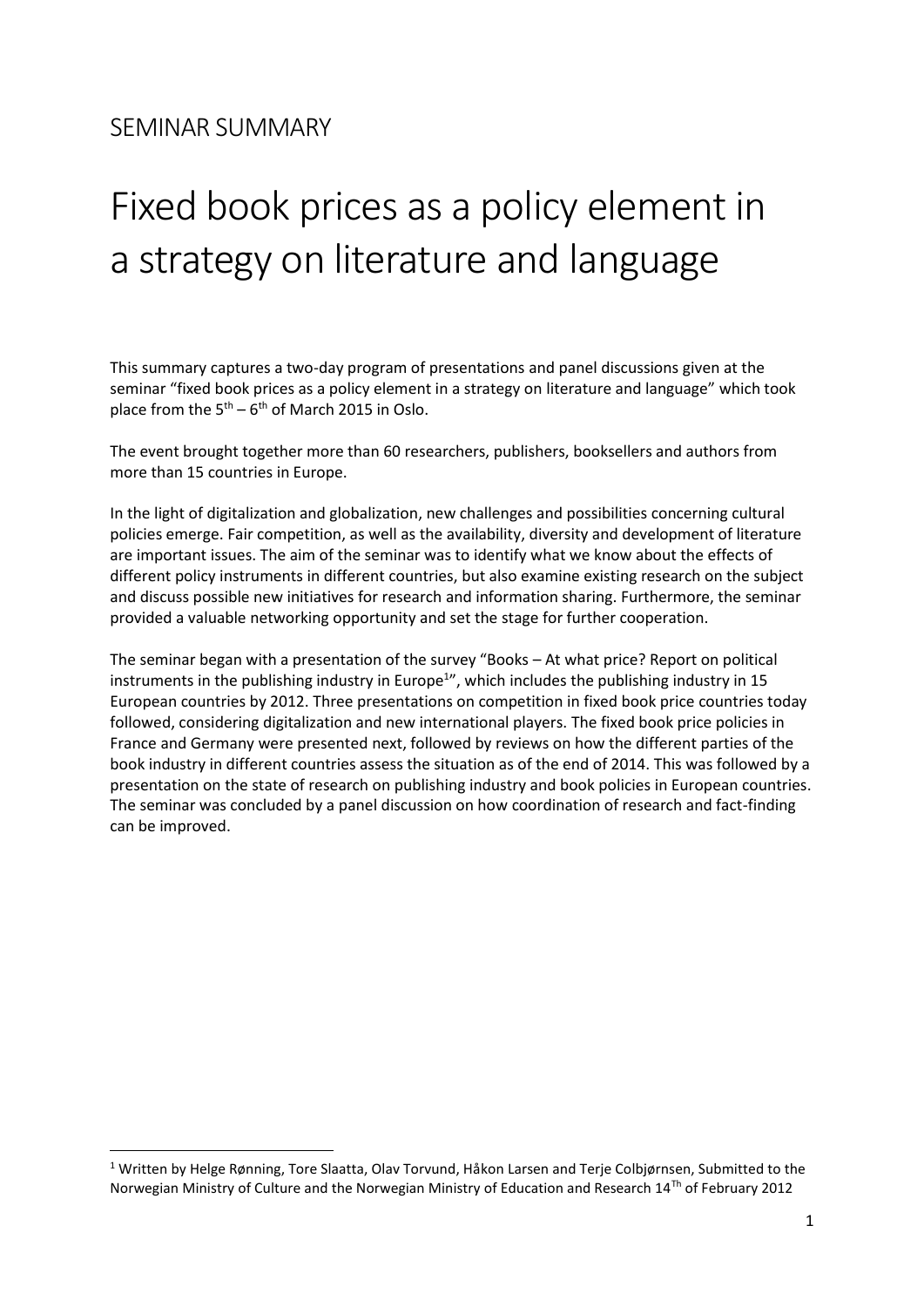## SEMINAR SUMMARY

# Fixed book prices as a policy element in a strategy on literature and language

This summary captures a two-day program of presentations and panel discussions given at the seminar "fixed book prices as a policy element in a strategy on literature and language" which took place from the 5th – 6th of March 2015 in Oslo.

The event brought together more than 60 researchers, publishers, booksellers and authors from more than 15 countries in Europe.

In the light of digitalization and globalization, new challenges and possibilities concerning cultural policies emerge. Fair competition, as well as the availability, diversity and development of literature are important issues. The aim of the seminar was to identify what we know about the effects of different policy instruments in different countries, but also examine existing research on the subject and discuss possible new initiatives for research and information sharing. Furthermore, the seminar provided a valuable networking opportunity and set the stage for further cooperation.

The seminar began with a presentation of the survey "Books – At what price? Report on political instruments in the publishing industry in Europe[1]", which includes the publishing industry in 15 European countries by 2012. Three presentations on competition in fixed book price countries today followed, considering digitalization and new international players. The fixed book price policies in France and Germany were presented next, followed by reviews on how the different parties of the book industry in different countries assess the situation as of the end of 2014. This was followed by a presentation on the state of research on publishing industry and book policies in European countries. The seminar was concluded by a panel discussion on how coordination of research and fact-finding can be improved.

[1] Written by Helge Rønning, Tore Slaatta, Olav Torvund, Håkon Larsen and Terje Colbjørnsen, Submitted to the Norwegian Ministry of Culture and the Norwegian Ministry of Education and Research 14Th of February 2012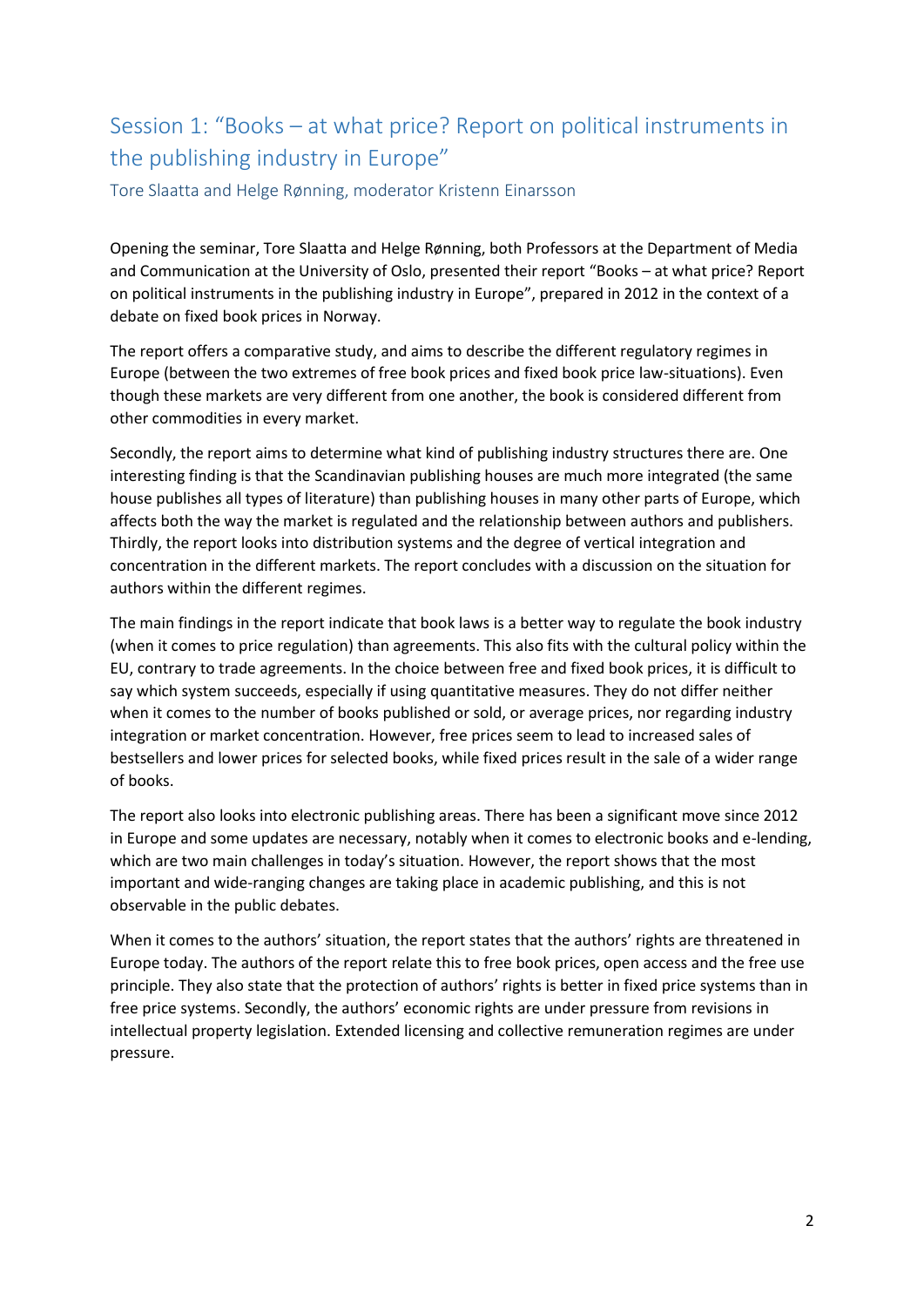## Session 1: "Books – at what price? Report on political instruments in the publishing industry in Europe"

Tore Slaatta and Helge Rønning, moderator Kristenn Einarsson

Opening the seminar, Tore Slaatta and Helge Rønning, both Professors at the Department of Media and Communication at the University of Oslo, presented their report "Books – at what price? Report on political instruments in the publishing industry in Europe", prepared in 2012 in the context of a debate on fixed book prices in Norway.

The report offers a comparative study, and aims to describe the different regulatory regimes in Europe (between the two extremes of free book prices and fixed book price law-situations). Even though these markets are very different from one another, the book is considered different from other commodities in every market.

Secondly, the report aims to determine what kind of publishing industry structures there are. One interesting finding is that the Scandinavian publishing houses are much more integrated (the same house publishes all types of literature) than publishing houses in many other parts of Europe, which affects both the way the market is regulated and the relationship between authors and publishers. Thirdly, the report looks into distribution systems and the degree of vertical integration and concentration in the different markets. The report concludes with a discussion on the situation for authors within the different regimes.

The main findings in the report indicate that book laws is a better way to regulate the book industry (when it comes to price regulation) than agreements. This also fits with the cultural policy within the EU, contrary to trade agreements. In the choice between free and fixed book prices, it is difficult to say which system succeeds, especially if using quantitative measures. They do not differ neither when it comes to the number of books published or sold, or average prices, nor regarding industry integration or market concentration. However, free prices seem to lead to increased sales of bestsellers and lower prices for selected books, while fixed prices result in the sale of a wider range of books.

The report also looks into electronic publishing areas. There has been a significant move since 2012 in Europe and some updates are necessary, notably when it comes to electronic books and e-lending, which are two main challenges in today's situation. However, the report shows that the most important and wide-ranging changes are taking place in academic publishing, and this is not observable in the public debates.

When it comes to the authors' situation, the report states that the authors' rights are threatened in Europe today. The authors of the report relate this to free book prices, open access and the free use principle. They also state that the protection of authors' rights is better in fixed price systems than in free price systems. Secondly, the authors' economic rights are under pressure from revisions in intellectual property legislation. Extended licensing and collective remuneration regimes are under pressure.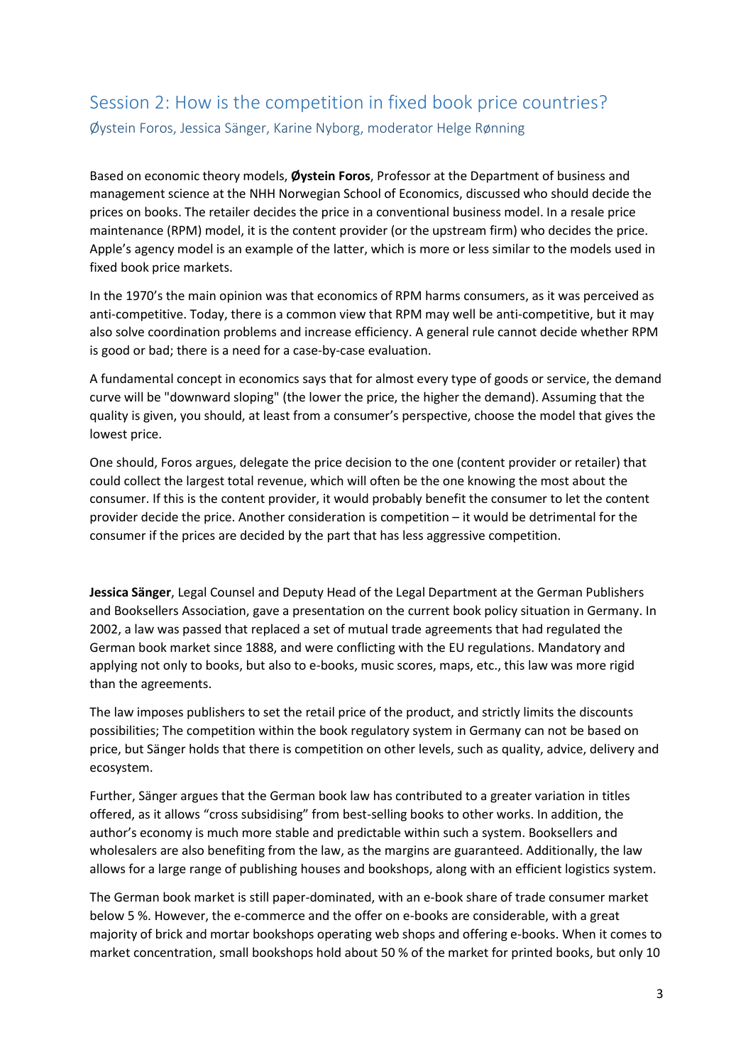## Session 2: How is the competition in fixed book price countries?

Øystein Foros, Jessica Sänger, Karine Nyborg, moderator Helge Rønning

Based on economic theory models, **Øystein Foros**, Professor at the Department of business and management science at the NHH Norwegian School of Economics, discussed who should decide the prices on books. The retailer decides the price in a conventional business model. In a resale price maintenance (RPM) model, it is the content provider (or the upstream firm) who decides the price. Apple's agency model is an example of the latter, which is more or less similar to the models used in fixed book price markets.

In the 1970's the main opinion was that economics of RPM harms consumers, as it was perceived as anti-competitive. Today, there is a common view that RPM may well be anti-competitive, but it may also solve coordination problems and increase efficiency. A general rule cannot decide whether RPM is good or bad; there is a need for a case-by-case evaluation.

A fundamental concept in economics says that for almost every type of goods or service, the demand curve will be "downward sloping" (the lower the price, the higher the demand). Assuming that the quality is given, you should, at least from a consumer's perspective, choose the model that gives the lowest price.

One should, Foros argues, delegate the price decision to the one (content provider or retailer) that could collect the largest total revenue, which will often be the one knowing the most about the consumer. If this is the content provider, it would probably benefit the consumer to let the content provider decide the price. Another consideration is competition – it would be detrimental for the consumer if the prices are decided by the part that has less aggressive competition.

**Jessica Sänger**, Legal Counsel and Deputy Head of the Legal Department at the German Publishers and Booksellers Association, gave a presentation on the current book policy situation in Germany. In 2002, a law was passed that replaced a set of mutual trade agreements that had regulated the German book market since 1888, and were conflicting with the EU regulations. Mandatory and applying not only to books, but also to e-books, music scores, maps, etc., this law was more rigid than the agreements.

The law imposes publishers to set the retail price of the product, and strictly limits the discounts possibilities; The competition within the book regulatory system in Germany can not be based on price, but Sänger holds that there is competition on other levels, such as quality, advice, delivery and ecosystem.

Further, Sänger argues that the German book law has contributed to a greater variation in titles offered, as it allows "cross subsidising" from best-selling books to other works. In addition, the author's economy is much more stable and predictable within such a system. Booksellers and wholesalers are also benefiting from the law, as the margins are guaranteed. Additionally, the law allows for a large range of publishing houses and bookshops, along with an efficient logistics system.

The German book market is still paper-dominated, with an e-book share of trade consumer market below 5 %. However, the e-commerce and the offer on e-books are considerable, with a great majority of brick and mortar bookshops operating web shops and offering e-books. When it comes to market concentration, small bookshops hold about 50 % of the market for printed books, but only 10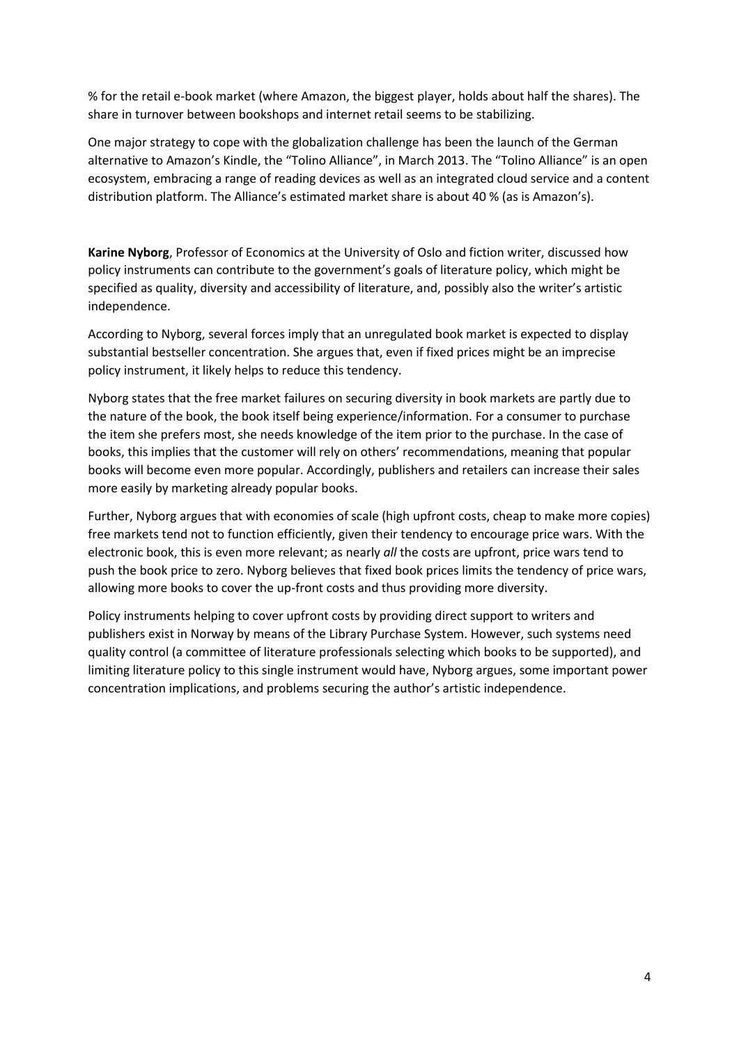% for the retail e-book market (where Amazon, the biggest player, holds about half the shares). The share in turnover between bookshops and internet retail seems to be stabilizing.

One major strategy to cope with the globalization challenge has been the launch of the German alternative to Amazon's Kindle, the "Tolino Alliance", in March 2013. The "Tolino Alliance" is an open ecosystem, embracing a range of reading devices as well as an integrated cloud service and a content distribution platform. The Alliance's estimated market share is about 40 % (as is Amazon's).

**Karine Nyborg**, Professor of Economics at the University of Oslo and fiction writer, discussed how policy instruments can contribute to the government's goals of literature policy, which might be specified as quality, diversity and accessibility of literature, and, possibly also the writer's artistic independence.

According to Nyborg, several forces imply that an unregulated book market is expected to display substantial bestseller concentration. She argues that, even if fixed prices might be an imprecise policy instrument, it likely helps to reduce this tendency.

Nyborg states that the free market failures on securing diversity in book markets are partly due to the nature of the book, the book itself being experience/information. For a consumer to purchase the item she prefers most, she needs knowledge of the item prior to the purchase. In the case of books, this implies that the customer will rely on others' recommendations, meaning that popular books will become even more popular. Accordingly, publishers and retailers can increase their sales more easily by marketing already popular books.

Further, Nyborg argues that with economies of scale (high upfront costs, cheap to make more copies) free markets tend not to function efficiently, given their tendency to encourage price wars. With the electronic book, this is even more relevant; as nearly *all* the costs are upfront, price wars tend to push the book price to zero. Nyborg believes that fixed book prices limits the tendency of price wars, allowing more books to cover the up-front costs and thus providing more diversity.

Policy instruments helping to cover upfront costs by providing direct support to writers and publishers exist in Norway by means of the Library Purchase System. However, such systems need quality control (a committee of literature professionals selecting which books to be supported), and limiting literature policy to this single instrument would have, Nyborg argues, some important power concentration implications, and problems securing the author's artistic independence.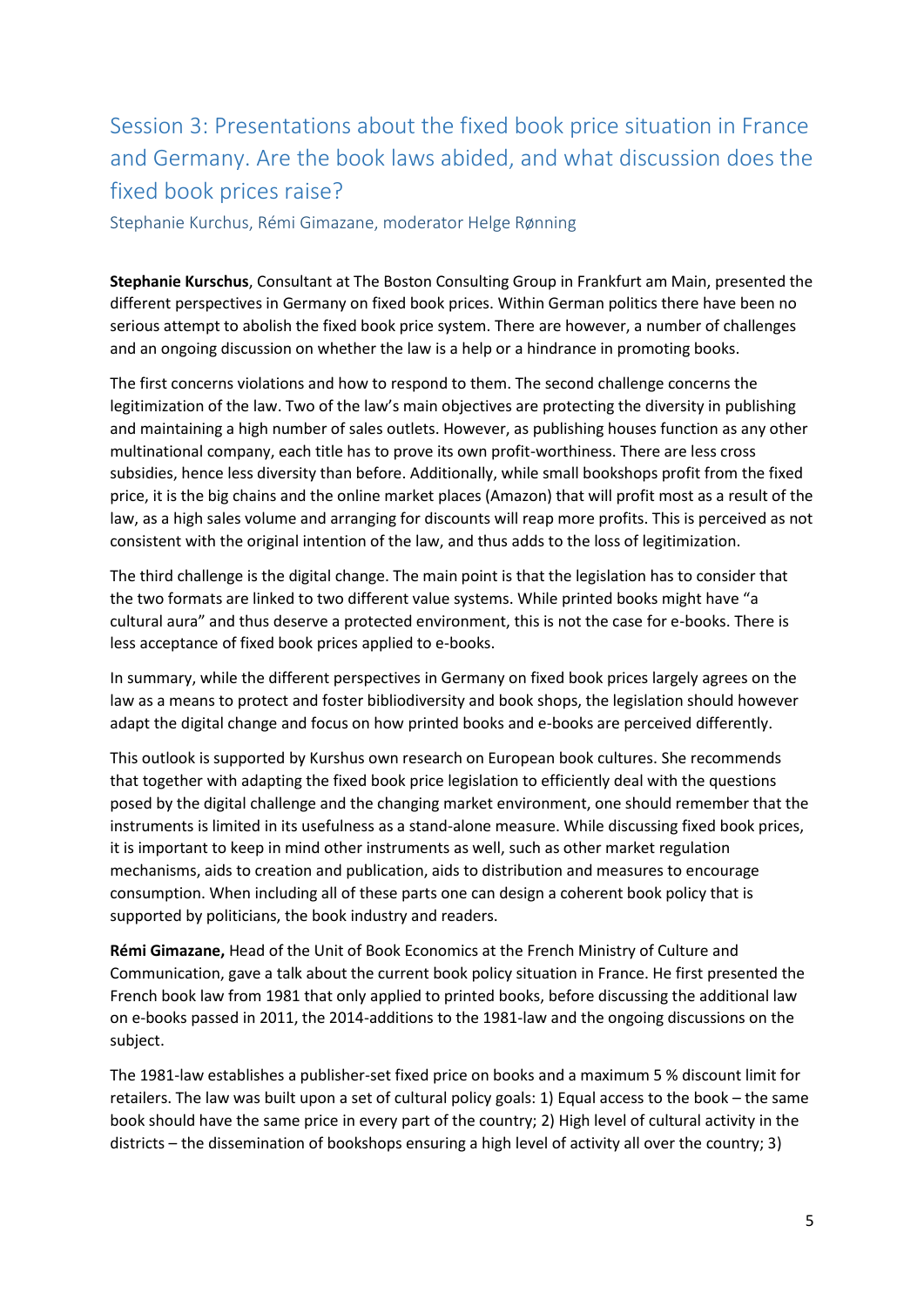## Session 3: Presentations about the fixed book price situation in France and Germany. Are the book laws abided, and what discussion does the fixed book prices raise?

Stephanie Kurchus, Rémi Gimazane, moderator Helge Rønning

**Stephanie Kurschus**, Consultant at The Boston Consulting Group in Frankfurt am Main, presented the different perspectives in Germany on fixed book prices. Within German politics there have been no serious attempt to abolish the fixed book price system. There are however, a number of challenges and an ongoing discussion on whether the law is a help or a hindrance in promoting books.

The first concerns violations and how to respond to them. The second challenge concerns the legitimization of the law. Two of the law's main objectives are protecting the diversity in publishing and maintaining a high number of sales outlets. However, as publishing houses function as any other multinational company, each title has to prove its own profit-worthiness. There are less cross subsidies, hence less diversity than before. Additionally, while small bookshops profit from the fixed price, it is the big chains and the online market places (Amazon) that will profit most as a result of the law, as a high sales volume and arranging for discounts will reap more profits. This is perceived as not consistent with the original intention of the law, and thus adds to the loss of legitimization.

The third challenge is the digital change. The main point is that the legislation has to consider that the two formats are linked to two different value systems. While printed books might have "a cultural aura" and thus deserve a protected environment, this is not the case for e-books. There is less acceptance of fixed book prices applied to e-books.

In summary, while the different perspectives in Germany on fixed book prices largely agrees on the law as a means to protect and foster bibliodiversity and book shops, the legislation should however adapt the digital change and focus on how printed books and e-books are perceived differently.

This outlook is supported by Kurshus own research on European book cultures. She recommends that together with adapting the fixed book price legislation to efficiently deal with the questions posed by the digital challenge and the changing market environment, one should remember that the instruments is limited in its usefulness as a stand-alone measure. While discussing fixed book prices, it is important to keep in mind other instruments as well, such as other market regulation mechanisms, aids to creation and publication, aids to distribution and measures to encourage consumption. When including all of these parts one can design a coherent book policy that is supported by politicians, the book industry and readers.

**Rémi Gimazane,** Head of the Unit of Book Economics at the French Ministry of Culture and Communication, gave a talk about the current book policy situation in France. He first presented the French book law from 1981 that only applied to printed books, before discussing the additional law on e-books passed in 2011, the 2014-additions to the 1981-law and the ongoing discussions on the subject.

The 1981-law establishes a publisher-set fixed price on books and a maximum 5 % discount limit for retailers. The law was built upon a set of cultural policy goals: 1) Equal access to the book – the same book should have the same price in every part of the country; 2) High level of cultural activity in the districts – the dissemination of bookshops ensuring a high level of activity all over the country; 3)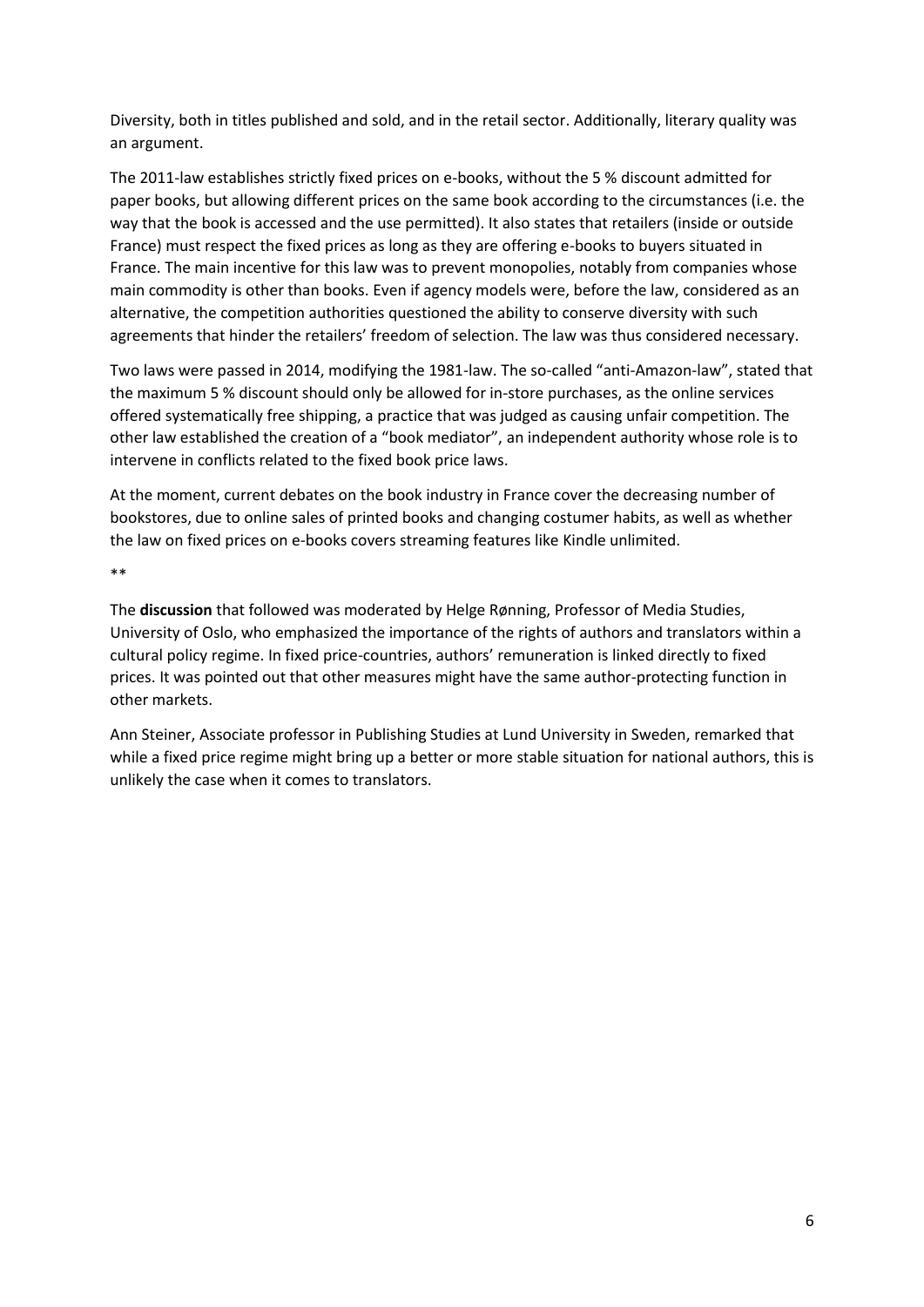Diversity, both in titles published and sold, and in the retail sector. Additionally, literary quality was an argument.

The 2011-law establishes strictly fixed prices on e-books, without the 5 % discount admitted for paper books, but allowing different prices on the same book according to the circumstances (i.e. the way that the book is accessed and the use permitted). It also states that retailers (inside or outside France) must respect the fixed prices as long as they are offering e-books to buyers situated in France. The main incentive for this law was to prevent monopolies, notably from companies whose main commodity is other than books. Even if agency models were, before the law, considered as an alternative, the competition authorities questioned the ability to conserve diversity with such agreements that hinder the retailers' freedom of selection. The law was thus considered necessary.

Two laws were passed in 2014, modifying the 1981-law. The so-called "anti-Amazon-law", stated that the maximum 5 % discount should only be allowed for in-store purchases, as the online services offered systematically free shipping, a practice that was judged as causing unfair competition. The other law established the creation of a "book mediator", an independent authority whose role is to intervene in conflicts related to the fixed book price laws.

At the moment, current debates on the book industry in France cover the decreasing number of bookstores, due to online sales of printed books and changing costumer habits, as well as whether the law on fixed prices on e-books covers streaming features like Kindle unlimited.

**

The **discussion** that followed was moderated by Helge Rønning, Professor of Media Studies, University of Oslo, who emphasized the importance of the rights of authors and translators within a cultural policy regime. In fixed price-countries, authors' remuneration is linked directly to fixed prices. It was pointed out that other measures might have the same author-protecting function in other markets.

Ann Steiner, Associate professor in Publishing Studies at Lund University in Sweden, remarked that while a fixed price regime might bring up a better or more stable situation for national authors, this is unlikely the case when it comes to translators.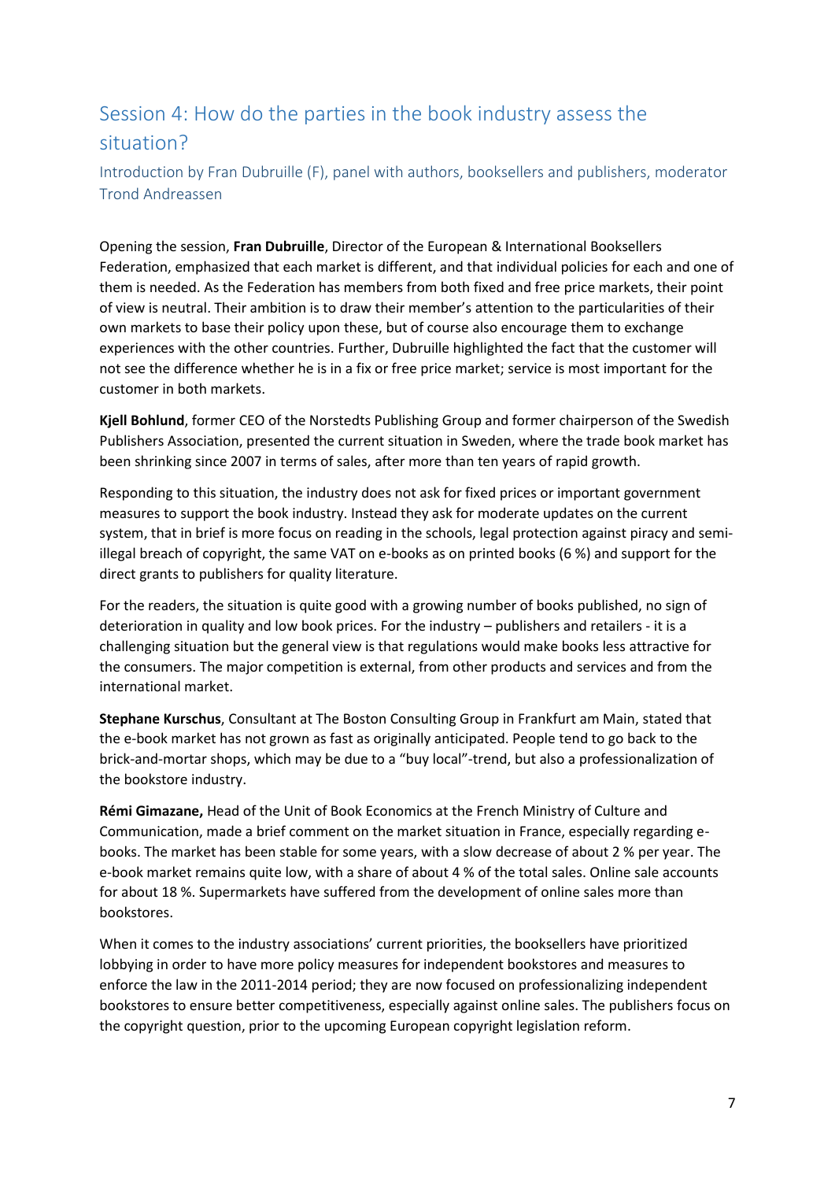## Session 4: How do the parties in the book industry assess the situation?

### Introduction by Fran Dubruille (F), panel with authors, booksellers and publishers, moderator Trond Andreassen

Opening the session, **Fran Dubruille**, Director of the European & International Booksellers Federation, emphasized that each market is different, and that individual policies for each and one of them is needed. As the Federation has members from both fixed and free price markets, their point of view is neutral. Their ambition is to draw their member's attention to the particularities of their own markets to base their policy upon these, but of course also encourage them to exchange experiences with the other countries. Further, Dubruille highlighted the fact that the customer will not see the difference whether he is in a fix or free price market; service is most important for the customer in both markets.

**Kjell Bohlund**, former CEO of the Norstedts Publishing Group and former chairperson of the Swedish Publishers Association, presented the current situation in Sweden, where the trade book market has been shrinking since 2007 in terms of sales, after more than ten years of rapid growth.

Responding to this situation, the industry does not ask for fixed prices or important government measures to support the book industry. Instead they ask for moderate updates on the current system, that in brief is more focus on reading in the schools, legal protection against piracy and semi-illegal breach of copyright, the same VAT on e-books as on printed books (6 %) and support for the direct grants to publishers for quality literature.

For the readers, the situation is quite good with a growing number of books published, no sign of deterioration in quality and low book prices. For the industry – publishers and retailers - it is a challenging situation but the general view is that regulations would make books less attractive for the consumers. The major competition is external, from other products and services and from the international market.

**Stephane Kurschus**, Consultant at The Boston Consulting Group in Frankfurt am Main, stated that the e-book market has not grown as fast as originally anticipated. People tend to go back to the brick-and-mortar shops, which may be due to a "buy local"-trend, but also a professionalization of the bookstore industry.

**Rémi Gimazane,** Head of the Unit of Book Economics at the French Ministry of Culture and Communication, made a brief comment on the market situation in France, especially regarding e-books. The market has been stable for some years, with a slow decrease of about 2 % per year. The e-book market remains quite low, with a share of about 4 % of the total sales. Online sale accounts for about 18 %. Supermarkets have suffered from the development of online sales more than bookstores.

When it comes to the industry associations' current priorities, the booksellers have prioritized lobbying in order to have more policy measures for independent bookstores and measures to enforce the law in the 2011-2014 period; they are now focused on professionalizing independent bookstores to ensure better competitiveness, especially against online sales. The publishers focus on the copyright question, prior to the upcoming European copyright legislation reform.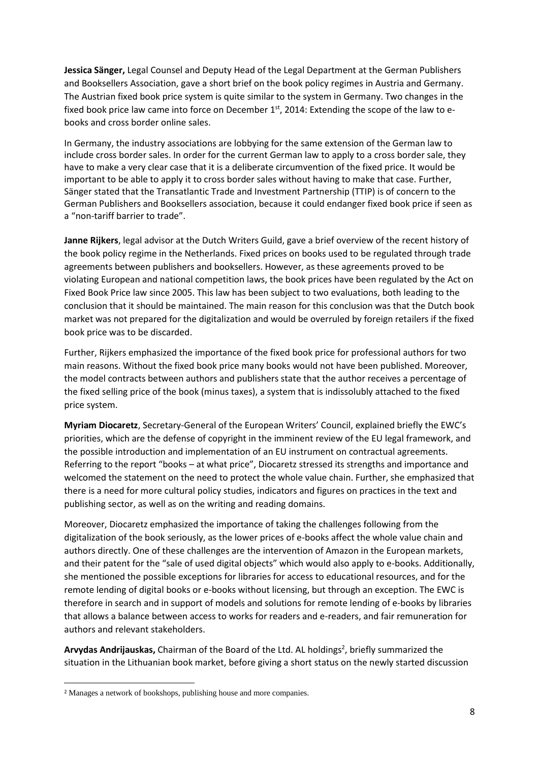**Jessica Sänger,** Legal Counsel and Deputy Head of the Legal Department at the German Publishers and Booksellers Association, gave a short brief on the book policy regimes in Austria and Germany. The Austrian fixed book price system is quite similar to the system in Germany. Two changes in the fixed book price law came into force on December 1st, 2014: Extending the scope of the law to e-books and cross border online sales.

In Germany, the industry associations are lobbying for the same extension of the German law to include cross border sales. In order for the current German law to apply to a cross border sale, they have to make a very clear case that it is a deliberate circumvention of the fixed price. It would be important to be able to apply it to cross border sales without having to make that case. Further, Sänger stated that the Transatlantic Trade and Investment Partnership (TTIP) is of concern to the German Publishers and Booksellers association, because it could endanger fixed book price if seen as a "non-tariff barrier to trade".

**Janne Rijkers**, legal advisor at the Dutch Writers Guild, gave a brief overview of the recent history of the book policy regime in the Netherlands. Fixed prices on books used to be regulated through trade agreements between publishers and booksellers. However, as these agreements proved to be violating European and national competition laws, the book prices have been regulated by the Act on Fixed Book Price law since 2005. This law has been subject to two evaluations, both leading to the conclusion that it should be maintained. The main reason for this conclusion was that the Dutch book market was not prepared for the digitalization and would be overruled by foreign retailers if the fixed book price was to be discarded.

Further, Rijkers emphasized the importance of the fixed book price for professional authors for two main reasons. Without the fixed book price many books would not have been published. Moreover, the model contracts between authors and publishers state that the author receives a percentage of the fixed selling price of the book (minus taxes), a system that is indissolubly attached to the fixed price system.

**Myriam Diocaretz**, Secretary-General of the European Writers' Council, explained briefly the EWC's priorities, which are the defense of copyright in the imminent review of the EU legal framework, and the possible introduction and implementation of an EU instrument on contractual agreements. Referring to the report "books – at what price", Diocaretz stressed its strengths and importance and welcomed the statement on the need to protect the whole value chain. Further, she emphasized that there is a need for more cultural policy studies, indicators and figures on practices in the text and publishing sector, as well as on the writing and reading domains.

Moreover, Diocaretz emphasized the importance of taking the challenges following from the digitalization of the book seriously, as the lower prices of e-books affect the whole value chain and authors directly. One of these challenges are the intervention of Amazon in the European markets, and their patent for the "sale of used digital objects" which would also apply to e-books. Additionally, she mentioned the possible exceptions for libraries for access to educational resources, and for the remote lending of digital books or e-books without licensing, but through an exception. The EWC is therefore in search and in support of models and solutions for remote lending of e-books by libraries that allows a balance between access to works for readers and e-readers, and fair remuneration for authors and relevant stakeholders.

**Arvydas Andrijauskas,** Chairman of the Board of the Ltd. AL holdings[2], briefly summarized the situation in the Lithuanian book market, before giving a short status on the newly started discussion

[2] Manages a network of bookshops, publishing house and more companies.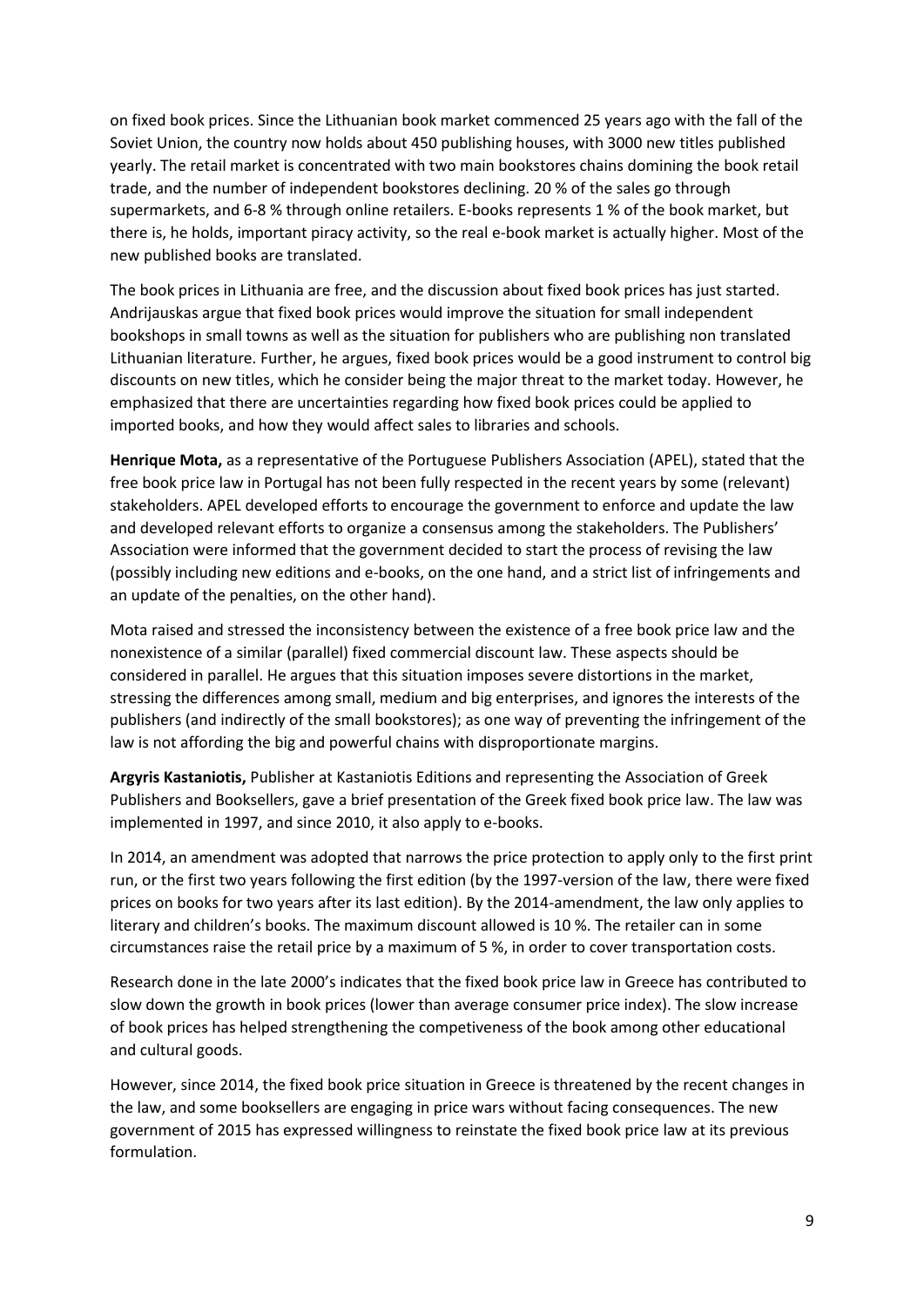on fixed book prices. Since the Lithuanian book market commenced 25 years ago with the fall of the Soviet Union, the country now holds about 450 publishing houses, with 3000 new titles published yearly. The retail market is concentrated with two main bookstores chains domining the book retail trade, and the number of independent bookstores declining. 20 % of the sales go through supermarkets, and 6-8 % through online retailers. E-books represents 1 % of the book market, but there is, he holds, important piracy activity, so the real e-book market is actually higher. Most of the new published books are translated.

The book prices in Lithuania are free, and the discussion about fixed book prices has just started. Andrijauskas argue that fixed book prices would improve the situation for small independent bookshops in small towns as well as the situation for publishers who are publishing non translated Lithuanian literature. Further, he argues, fixed book prices would be a good instrument to control big discounts on new titles, which he consider being the major threat to the market today. However, he emphasized that there are uncertainties regarding how fixed book prices could be applied to imported books, and how they would affect sales to libraries and schools.

**Henrique Mota,** as a representative of the Portuguese Publishers Association (APEL), stated that the free book price law in Portugal has not been fully respected in the recent years by some (relevant) stakeholders. APEL developed efforts to encourage the government to enforce and update the law and developed relevant efforts to organize a consensus among the stakeholders. The Publishers' Association were informed that the government decided to start the process of revising the law (possibly including new editions and e-books, on the one hand, and a strict list of infringements and an update of the penalties, on the other hand).

Mota raised and stressed the inconsistency between the existence of a free book price law and the nonexistence of a similar (parallel) fixed commercial discount law. These aspects should be considered in parallel. He argues that this situation imposes severe distortions in the market, stressing the differences among small, medium and big enterprises, and ignores the interests of the publishers (and indirectly of the small bookstores); as one way of preventing the infringement of the law is not affording the big and powerful chains with disproportionate margins.

**Argyris Kastaniotis,** Publisher at Kastaniotis Editions and representing the Association of Greek Publishers and Booksellers, gave a brief presentation of the Greek fixed book price law. The law was implemented in 1997, and since 2010, it also apply to e-books.

In 2014, an amendment was adopted that narrows the price protection to apply only to the first print run, or the first two years following the first edition (by the 1997-version of the law, there were fixed prices on books for two years after its last edition). By the 2014-amendment, the law only applies to literary and children's books. The maximum discount allowed is 10 %. The retailer can in some circumstances raise the retail price by a maximum of 5 %, in order to cover transportation costs.

Research done in the late 2000's indicates that the fixed book price law in Greece has contributed to slow down the growth in book prices (lower than average consumer price index). The slow increase of book prices has helped strengthening the competiveness of the book among other educational and cultural goods.

However, since 2014, the fixed book price situation in Greece is threatened by the recent changes in the law, and some booksellers are engaging in price wars without facing consequences. The new government of 2015 has expressed willingness to reinstate the fixed book price law at its previous formulation.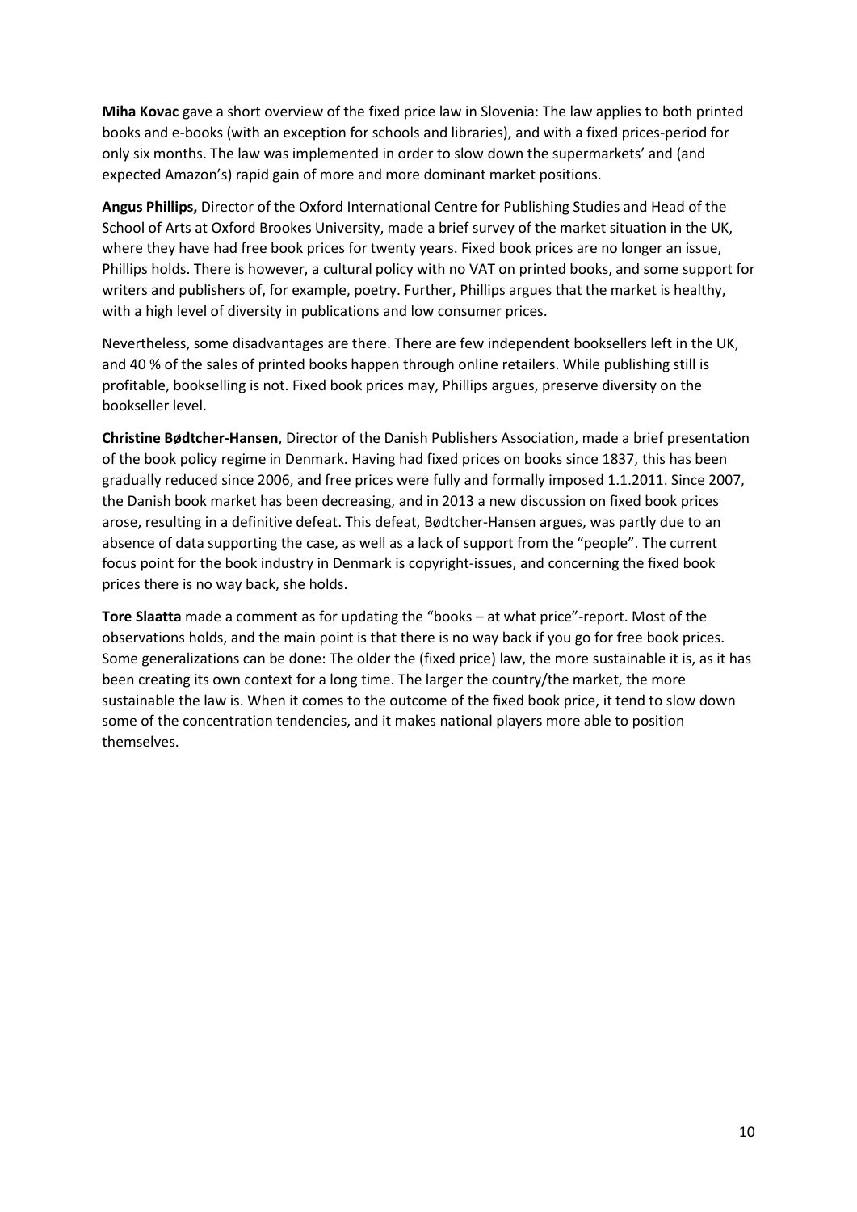**Miha Kovac** gave a short overview of the fixed price law in Slovenia: The law applies to both printed books and e-books (with an exception for schools and libraries), and with a fixed prices-period for only six months. The law was implemented in order to slow down the supermarkets' and (and expected Amazon's) rapid gain of more and more dominant market positions.

**Angus Phillips,** Director of the Oxford International Centre for Publishing Studies and Head of the School of Arts at Oxford Brookes University, made a brief survey of the market situation in the UK, where they have had free book prices for twenty years. Fixed book prices are no longer an issue, Phillips holds. There is however, a cultural policy with no VAT on printed books, and some support for writers and publishers of, for example, poetry. Further, Phillips argues that the market is healthy, with a high level of diversity in publications and low consumer prices.

Nevertheless, some disadvantages are there. There are few independent booksellers left in the UK, and 40 % of the sales of printed books happen through online retailers. While publishing still is profitable, bookselling is not. Fixed book prices may, Phillips argues, preserve diversity on the bookseller level.

**Christine Bødtcher-Hansen**, Director of the Danish Publishers Association, made a brief presentation of the book policy regime in Denmark. Having had fixed prices on books since 1837, this has been gradually reduced since 2006, and free prices were fully and formally imposed 1.1.2011. Since 2007, the Danish book market has been decreasing, and in 2013 a new discussion on fixed book prices arose, resulting in a definitive defeat. This defeat, Bødtcher-Hansen argues, was partly due to an absence of data supporting the case, as well as a lack of support from the "people". The current focus point for the book industry in Denmark is copyright-issues, and concerning the fixed book prices there is no way back, she holds.

**Tore Slaatta** made a comment as for updating the "books – at what price"-report. Most of the observations holds, and the main point is that there is no way back if you go for free book prices. Some generalizations can be done: The older the (fixed price) law, the more sustainable it is, as it has been creating its own context for a long time. The larger the country/the market, the more sustainable the law is. When it comes to the outcome of the fixed book price, it tend to slow down some of the concentration tendencies, and it makes national players more able to position themselves.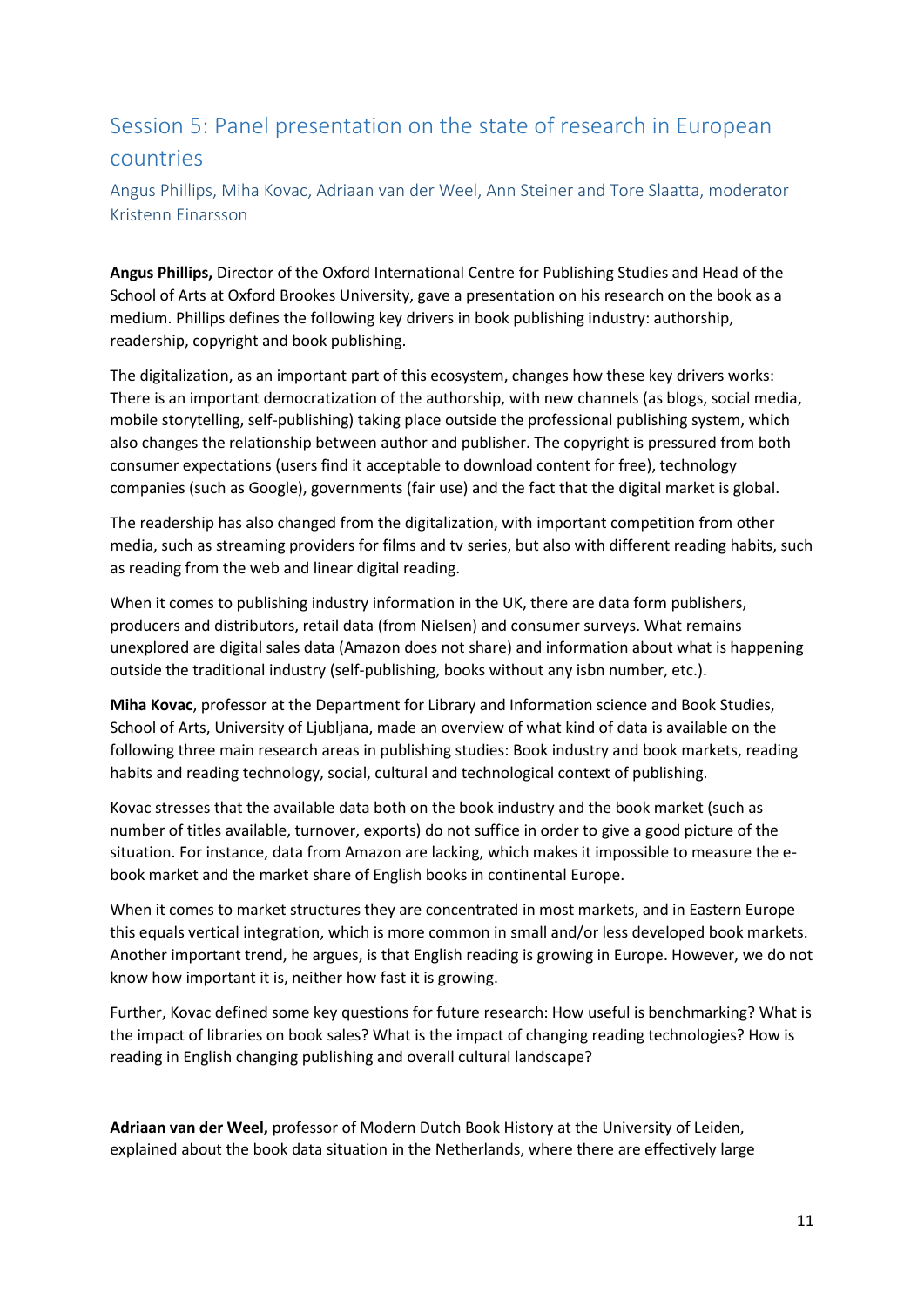## Session 5: Panel presentation on the state of research in European countries

Angus Phillips, Miha Kovac, Adriaan van der Weel, Ann Steiner and Tore Slaatta, moderator Kristenn Einarsson

**Angus Phillips,** Director of the Oxford International Centre for Publishing Studies and Head of the School of Arts at Oxford Brookes University, gave a presentation on his research on the book as a medium. Phillips defines the following key drivers in book publishing industry: authorship, readership, copyright and book publishing.

The digitalization, as an important part of this ecosystem, changes how these key drivers works: There is an important democratization of the authorship, with new channels (as blogs, social media, mobile storytelling, self-publishing) taking place outside the professional publishing system, which also changes the relationship between author and publisher. The copyright is pressured from both consumer expectations (users find it acceptable to download content for free), technology companies (such as Google), governments (fair use) and the fact that the digital market is global.

The readership has also changed from the digitalization, with important competition from other media, such as streaming providers for films and tv series, but also with different reading habits, such as reading from the web and linear digital reading.

When it comes to publishing industry information in the UK, there are data form publishers, producers and distributors, retail data (from Nielsen) and consumer surveys. What remains unexplored are digital sales data (Amazon does not share) and information about what is happening outside the traditional industry (self-publishing, books without any isbn number, etc.).

**Miha Kovac**, professor at the Department for Library and Information science and Book Studies, School of Arts, University of Ljubljana, made an overview of what kind of data is available on the following three main research areas in publishing studies: Book industry and book markets, reading habits and reading technology, social, cultural and technological context of publishing.

Kovac stresses that the available data both on the book industry and the book market (such as number of titles available, turnover, exports) do not suffice in order to give a good picture of the situation. For instance, data from Amazon are lacking, which makes it impossible to measure the e-book market and the market share of English books in continental Europe.

When it comes to market structures they are concentrated in most markets, and in Eastern Europe this equals vertical integration, which is more common in small and/or less developed book markets. Another important trend, he argues, is that English reading is growing in Europe. However, we do not know how important it is, neither how fast it is growing.

Further, Kovac defined some key questions for future research: How useful is benchmarking? What is the impact of libraries on book sales? What is the impact of changing reading technologies? How is reading in English changing publishing and overall cultural landscape?

**Adriaan van der Weel,** professor of Modern Dutch Book History at the University of Leiden, explained about the book data situation in the Netherlands, where there are effectively large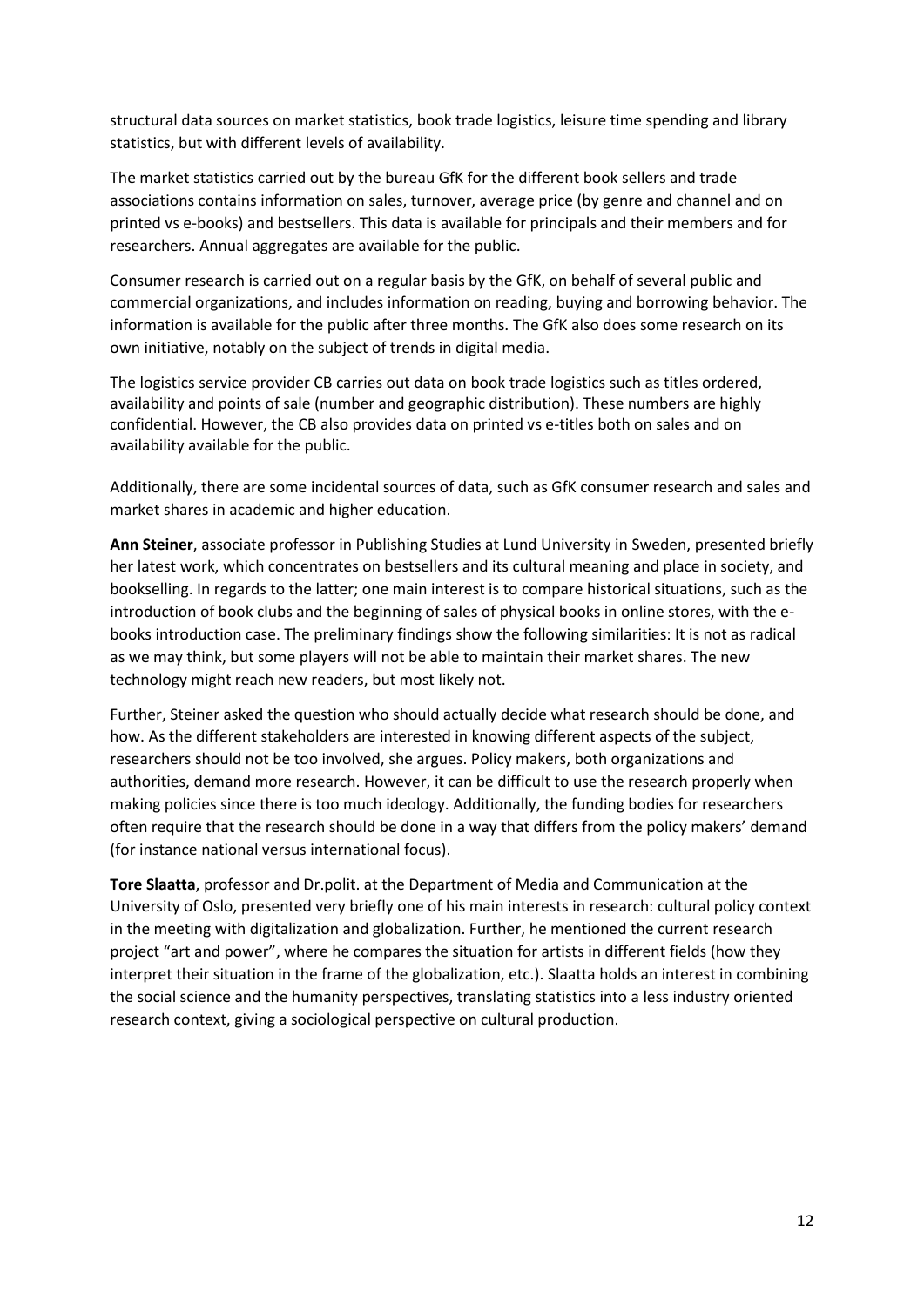structural data sources on market statistics, book trade logistics, leisure time spending and library statistics, but with different levels of availability.

The market statistics carried out by the bureau GfK for the different book sellers and trade associations contains information on sales, turnover, average price (by genre and channel and on printed vs e-books) and bestsellers. This data is available for principals and their members and for researchers. Annual aggregates are available for the public.

Consumer research is carried out on a regular basis by the GfK, on behalf of several public and commercial organizations, and includes information on reading, buying and borrowing behavior. The information is available for the public after three months. The GfK also does some research on its own initiative, notably on the subject of trends in digital media.

The logistics service provider CB carries out data on book trade logistics such as titles ordered, availability and points of sale (number and geographic distribution). These numbers are highly confidential. However, the CB also provides data on printed vs e-titles both on sales and on availability available for the public.

Additionally, there are some incidental sources of data, such as GfK consumer research and sales and market shares in academic and higher education.

**Ann Steiner**, associate professor in Publishing Studies at Lund University in Sweden, presented briefly her latest work, which concentrates on bestsellers and its cultural meaning and place in society, and bookselling. In regards to the latter; one main interest is to compare historical situations, such as the introduction of book clubs and the beginning of sales of physical books in online stores, with the e-books introduction case. The preliminary findings show the following similarities: It is not as radical as we may think, but some players will not be able to maintain their market shares. The new technology might reach new readers, but most likely not.

Further, Steiner asked the question who should actually decide what research should be done, and how. As the different stakeholders are interested in knowing different aspects of the subject, researchers should not be too involved, she argues. Policy makers, both organizations and authorities, demand more research. However, it can be difficult to use the research properly when making policies since there is too much ideology. Additionally, the funding bodies for researchers often require that the research should be done in a way that differs from the policy makers' demand (for instance national versus international focus).

**Tore Slaatta**, professor and Dr.polit. at the Department of Media and Communication at the University of Oslo, presented very briefly one of his main interests in research: cultural policy context in the meeting with digitalization and globalization. Further, he mentioned the current research project "art and power", where he compares the situation for artists in different fields (how they interpret their situation in the frame of the globalization, etc.). Slaatta holds an interest in combining the social science and the humanity perspectives, translating statistics into a less industry oriented research context, giving a sociological perspective on cultural production.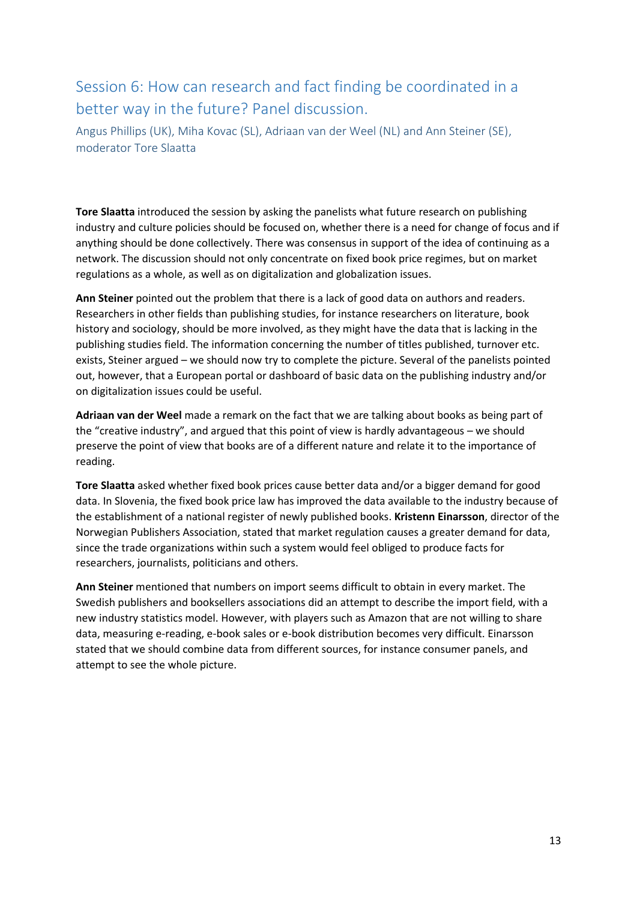## Session 6: How can research and fact finding be coordinated in a better way in the future? Panel discussion.

Angus Phillips (UK), Miha Kovac (SL), Adriaan van der Weel (NL) and Ann Steiner (SE), moderator Tore Slaatta

**Tore Slaatta** introduced the session by asking the panelists what future research on publishing industry and culture policies should be focused on, whether there is a need for change of focus and if anything should be done collectively. There was consensus in support of the idea of continuing as a network. The discussion should not only concentrate on fixed book price regimes, but on market regulations as a whole, as well as on digitalization and globalization issues.

**Ann Steiner** pointed out the problem that there is a lack of good data on authors and readers. Researchers in other fields than publishing studies, for instance researchers on literature, book history and sociology, should be more involved, as they might have the data that is lacking in the publishing studies field. The information concerning the number of titles published, turnover etc. exists, Steiner argued – we should now try to complete the picture. Several of the panelists pointed out, however, that a European portal or dashboard of basic data on the publishing industry and/or on digitalization issues could be useful.

**Adriaan van der Weel** made a remark on the fact that we are talking about books as being part of the "creative industry", and argued that this point of view is hardly advantageous – we should preserve the point of view that books are of a different nature and relate it to the importance of reading.

**Tore Slaatta** asked whether fixed book prices cause better data and/or a bigger demand for good data. In Slovenia, the fixed book price law has improved the data available to the industry because of the establishment of a national register of newly published books. **Kristenn Einarsson**, director of the Norwegian Publishers Association, stated that market regulation causes a greater demand for data, since the trade organizations within such a system would feel obliged to produce facts for researchers, journalists, politicians and others.

**Ann Steiner** mentioned that numbers on import seems difficult to obtain in every market. The Swedish publishers and booksellers associations did an attempt to describe the import field, with a new industry statistics model. However, with players such as Amazon that are not willing to share data, measuring e-reading, e-book sales or e-book distribution becomes very difficult. Einarsson stated that we should combine data from different sources, for instance consumer panels, and attempt to see the whole picture.